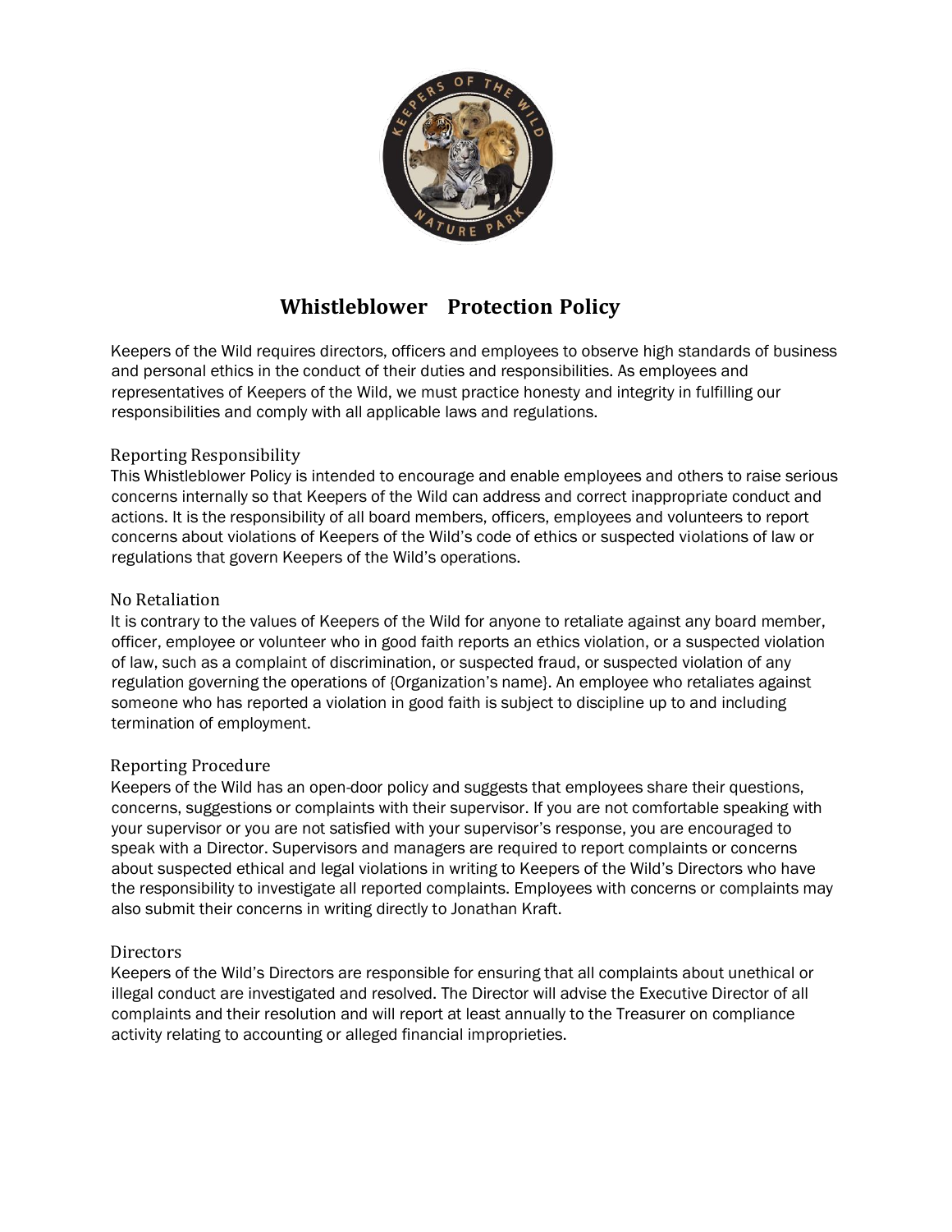# Whistleblower Protection Policy

Keepers of the Wild requires directors, officers and employees to observe high standards of business and personal ethics in the conduct of their duties and responsibilities. As employees and representatives of Keepers of the Wild, we must practice honesty and integrity in fulfilling our responsibilities and comply with all applicable laws and regulations.

## Reporting Responsibility

This Whistleblower Policy is intended to encourage and enable employees and others to raise serious concerns internally so that Keepers of the Wild can address and correct inappropriate conduct and actions. It is the responsibility of all board members, officers, employees and volunteers to report concerns about violations of Keepers of the Wild's code of ethics or suspected violations of law or regulations that govern Keepers of the Wild's operations.

## No Retaliation

It is contrary to the values of Keepers of the Wild for anyone to retaliate against any board member, officer, employee or volunteer who in good faith reports an ethics violation, or a suspected violation of law, such as a complaint of discrimination, or suspected fraud, or suspected violation of any regulation governing the operations of {Organization's name}. An employee who retaliates against someone who has reported a violation in good faith is subject to discipline up to and including termination of employment.

## Reporting Procedure

Keepers of the Wild has an open-door policy and suggests that employees share their questions, concerns, suggestions or complaints with their supervisor. If you are not comfortable speaking with your supervisor or you are not satisfied with your supervisor's response, you are encouraged to speak with a Director. Supervisors and managers are required to report complaints or concerns about suspected ethical and legal violations in writing to Keepers of the Wild's Directors who have the responsibility to investigate all reported complaints. Employees with concerns or complaints may also submit their concerns in writing directly to Jonathan Kraft.

## Directors

Keepers of the Wild's Directors are responsible for ensuring that all complaints about unethical or illegal conduct are investigated and resolved. The Director will advise the Executive Director of all complaints and their resolution and will report at least annually to the Treasurer on compliance activity relating to accounting or alleged financial improprieties.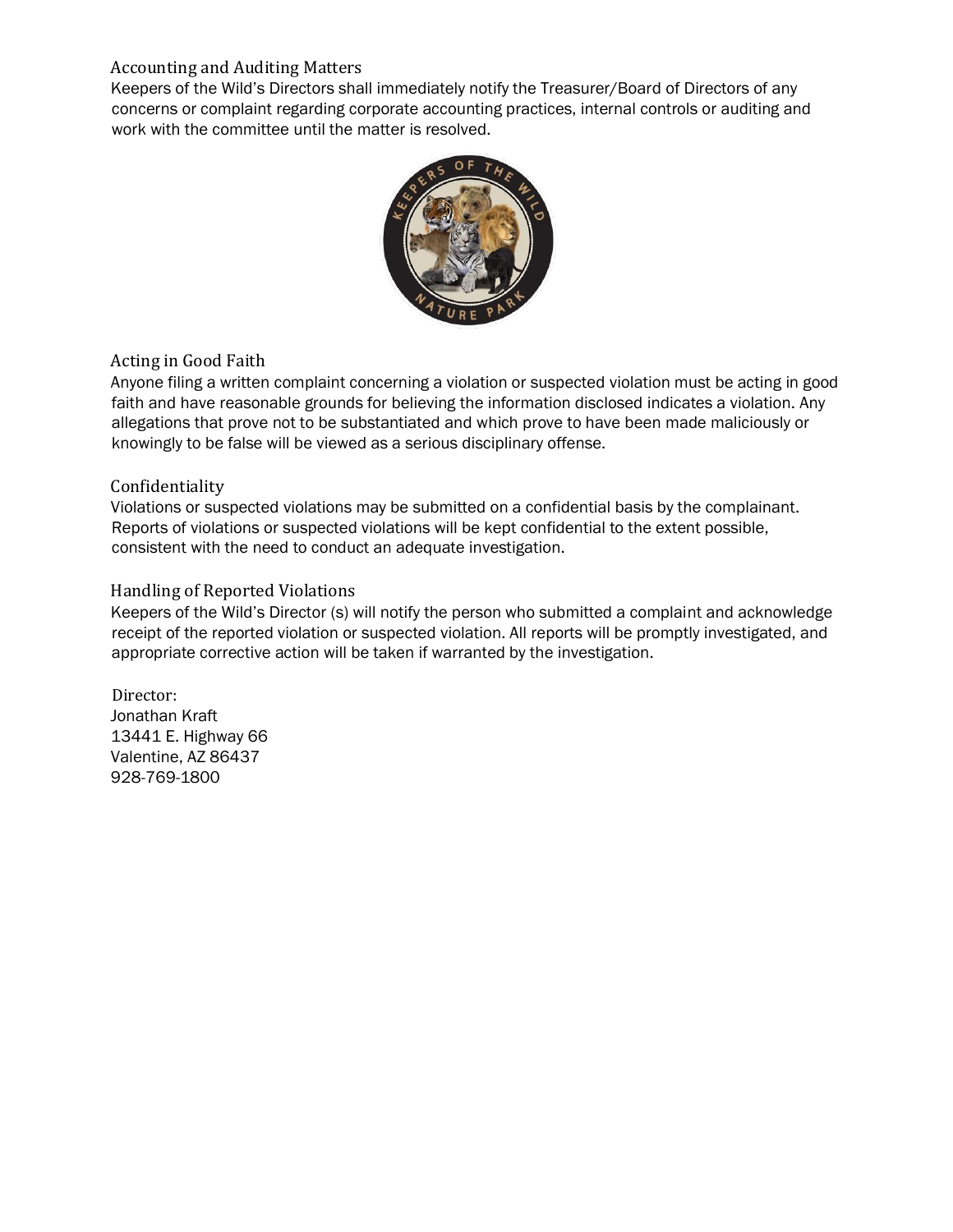## Accounting and Auditing Matters

Keepers of the Wild's Directors shall immediately notify the Treasurer/Board of Directors of any concerns or complaint regarding corporate accounting practices, internal controls or auditing and work with the committee until the matter is resolved.

## Acting in Good Faith

Anyone filing a written complaint concerning a violation or suspected violation must be acting in good faith and have reasonable grounds for believing the information disclosed indicates a violation. Any allegations that prove not to be substantiated and which prove to have been made maliciously or knowingly to be false will be viewed as a serious disciplinary offense.

## Confidentiality

Violations or suspected violations may be submitted on a confidential basis by the complainant. Reports of violations or suspected violations will be kept confidential to the extent possible, consistent with the need to conduct an adequate investigation.

## Handling of Reported Violations

Keepers of the Wild's Director (s) will notify the person who submitted a complaint and acknowledge receipt of the reported violation or suspected violation. All reports will be promptly investigated, and appropriate corrective action will be taken if warranted by the investigation.

Director:
Jonathan Kraft
13441 E. Highway 66
Valentine, AZ 86437
928-769-1800